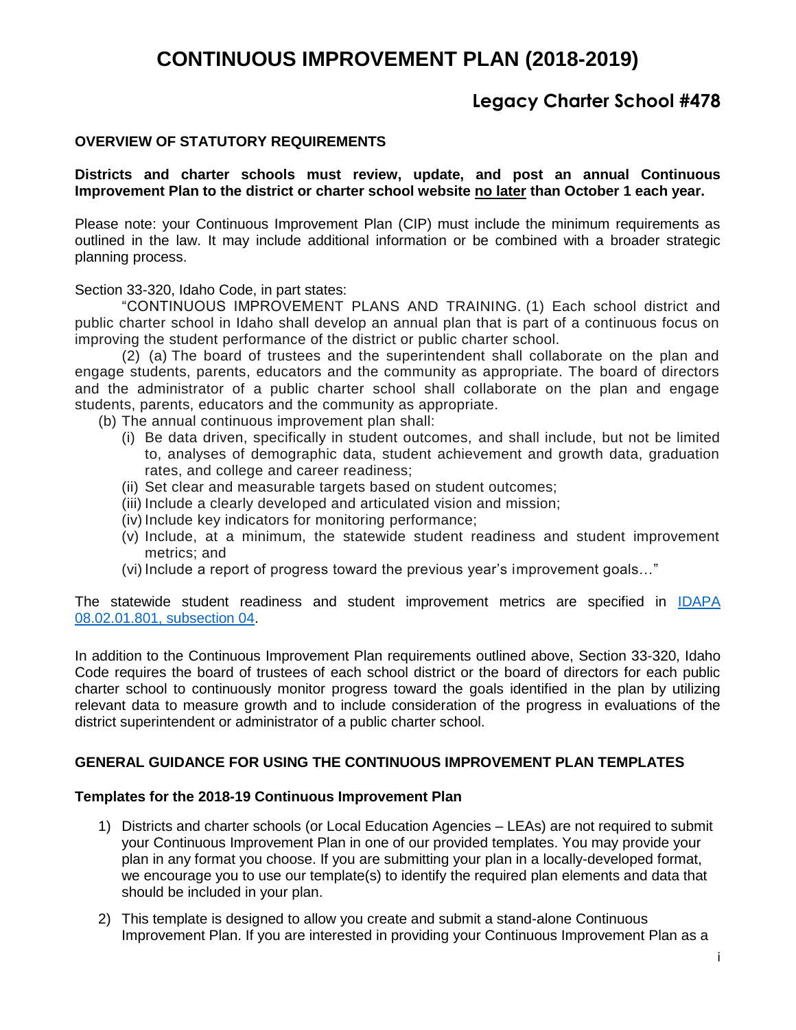# CONTINUOUS IMPROVEMENT PLAN (2018-2019)

## Legacy Charter School #478

### OVERVIEW OF STATUTORY REQUIREMENTS

**Districts and charter schools must review, update, and post an annual Continuous Improvement Plan to the district or charter school website no later than October 1 each year.**

Please note: your Continuous Improvement Plan (CIP) must include the minimum requirements as outlined in the law. It may include additional information or be combined with a broader strategic planning process.

Section 33-320, Idaho Code, in part states:

"CONTINUOUS IMPROVEMENT PLANS AND TRAINING. (1) Each school district and public charter school in Idaho shall develop an annual plan that is part of a continuous focus on improving the student performance of the district or public charter school.

(2) (a) The board of trustees and the superintendent shall collaborate on the plan and engage students, parents, educators and the community as appropriate. The board of directors and the administrator of a public charter school shall collaborate on the plan and engage students, parents, educators and the community as appropriate.

(b) The annual continuous improvement plan shall:

- (i) Be data driven, specifically in student outcomes, and shall include, but not be limited to, analyses of demographic data, student achievement and growth data, graduation rates, and college and career readiness;
- (ii) Set clear and measurable targets based on student outcomes;
- (iii) Include a clearly developed and articulated vision and mission;
- (iv) Include key indicators for monitoring performance;
- (v) Include, at a minimum, the statewide student readiness and student improvement metrics; and
- (vi) Include a report of progress toward the previous year's improvement goals…"

The statewide student readiness and student improvement metrics are specified in IDAPA 08.02.01.801, subsection 04.

In addition to the Continuous Improvement Plan requirements outlined above, Section 33-320, Idaho Code requires the board of trustees of each school district or the board of directors for each public charter school to continuously monitor progress toward the goals identified in the plan by utilizing relevant data to measure growth and to include consideration of the progress in evaluations of the district superintendent or administrator of a public charter school.

### GENERAL GUIDANCE FOR USING THE CONTINUOUS IMPROVEMENT PLAN TEMPLATES

**Templates for the 2018-19 Continuous Improvement Plan**

1) Districts and charter schools (or Local Education Agencies – LEAs) are not required to submit your Continuous Improvement Plan in one of our provided templates. You may provide your plan in any format you choose. If you are submitting your plan in a locally-developed format, we encourage you to use our template(s) to identify the required plan elements and data that should be included in your plan.

2) This template is designed to allow you create and submit a stand-alone Continuous Improvement Plan. If you are interested in providing your Continuous Improvement Plan as a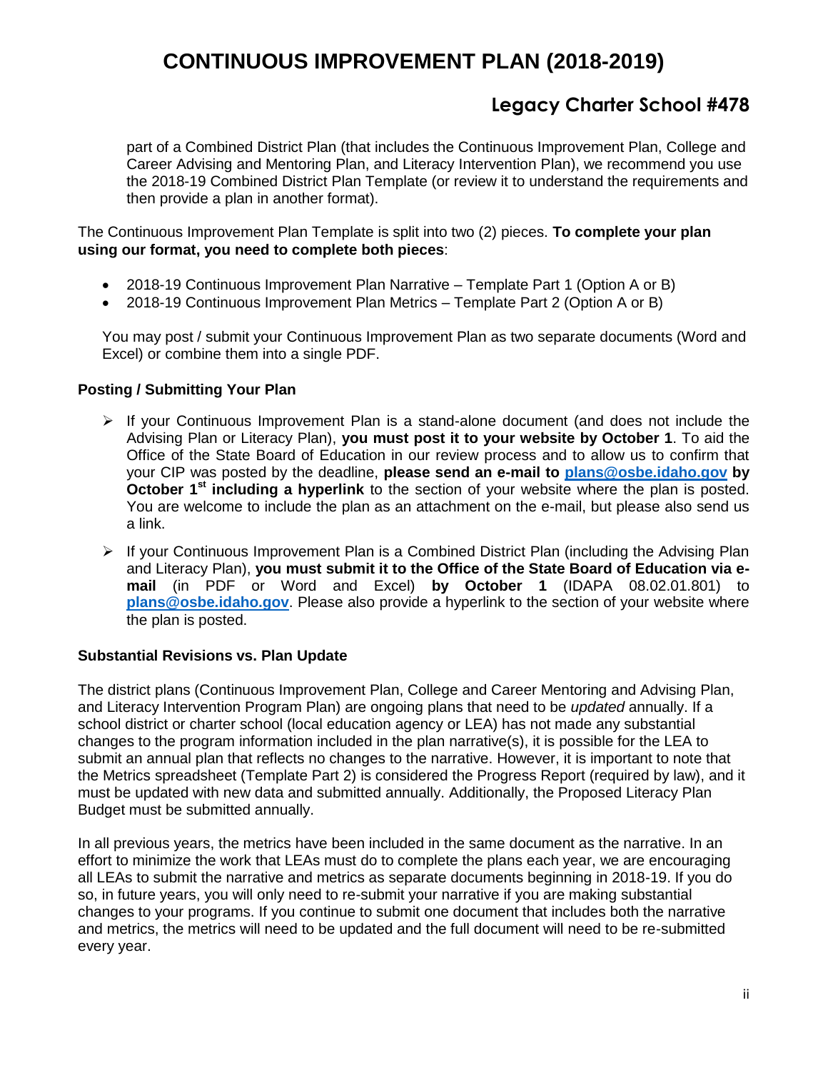part of a Combined District Plan (that includes the Continuous Improvement Plan, College and Career Advising and Mentoring Plan, and Literacy Intervention Plan), we recommend you use the 2018-19 Combined District Plan Template (or review it to understand the requirements and then provide a plan in another format).

The Continuous Improvement Plan Template is split into two (2) pieces. **To complete your plan using our format, you need to complete both pieces**:

- 2018-19 Continuous Improvement Plan Narrative – Template Part 1 (Option A or B)
- 2018-19 Continuous Improvement Plan Metrics – Template Part 2 (Option A or B)

You may post / submit your Continuous Improvement Plan as two separate documents (Word and Excel) or combine them into a single PDF.

**Posting / Submitting Your Plan**

- If your Continuous Improvement Plan is a stand-alone document (and does not include the Advising Plan or Literacy Plan), **you must post it to your website by October 1**. To aid the Office of the State Board of Education in our review process and to allow us to confirm that your CIP was posted by the deadline, **please send an e-mail to plans@osbe.idaho.gov by October 1st including a hyperlink** to the section of your website where the plan is posted. You are welcome to include the plan as an attachment on the e-mail, but please also send us a link.
- If your Continuous Improvement Plan is a Combined District Plan (including the Advising Plan and Literacy Plan), **you must submit it to the Office of the State Board of Education via e-mail** (in PDF or Word and Excel) **by October 1** (IDAPA 08.02.01.801) to **plans@osbe.idaho.gov**. Please also provide a hyperlink to the section of your website where the plan is posted.

**Substantial Revisions vs. Plan Update**

The district plans (Continuous Improvement Plan, College and Career Mentoring and Advising Plan, and Literacy Intervention Program Plan) are ongoing plans that need to be *updated* annually. If a school district or charter school (local education agency or LEA) has not made any substantial changes to the program information included in the plan narrative(s), it is possible for the LEA to submit an annual plan that reflects no changes to the narrative. However, it is important to note that the Metrics spreadsheet (Template Part 2) is considered the Progress Report (required by law), and it must be updated with new data and submitted annually. Additionally, the Proposed Literacy Plan Budget must be submitted annually.

In all previous years, the metrics have been included in the same document as the narrative. In an effort to minimize the work that LEAs must do to complete the plans each year, we are encouraging all LEAs to submit the narrative and metrics as separate documents beginning in 2018-19. If you do so, in future years, you will only need to re-submit your narrative if you are making substantial changes to your programs. If you continue to submit one document that includes both the narrative and metrics, the metrics will need to be updated and the full document will need to be re-submitted every year.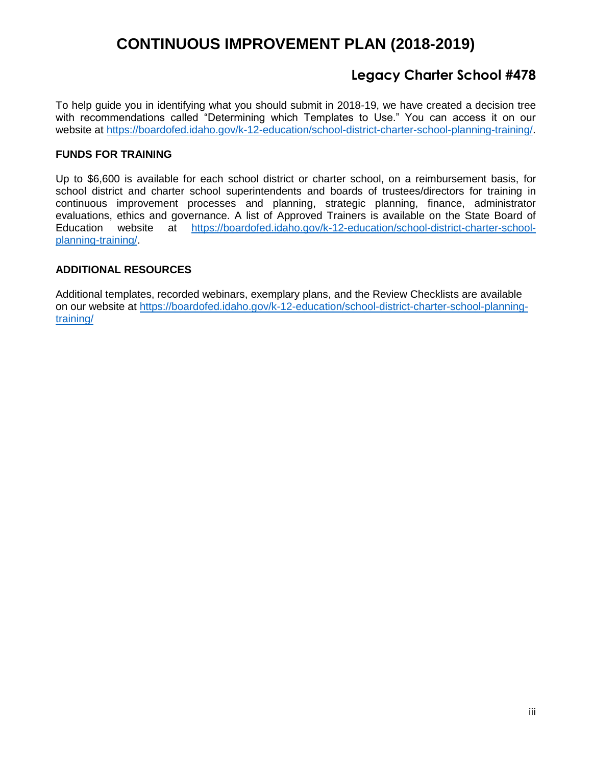# CONTINUOUS IMPROVEMENT PLAN (2018-2019)

## Legacy Charter School #478

To help guide you in identifying what you should submit in 2018-19, we have created a decision tree with recommendations called "Determining which Templates to Use." You can access it on our website at https://boardofed.idaho.gov/k-12-education/school-district-charter-school-planning-training/.

### FUNDS FOR TRAINING

Up to $6,600 is available for each school district or charter school, on a reimbursement basis, for school district and charter school superintendents and boards of trustees/directors for training in continuous improvement processes and planning, strategic planning, finance, administrator evaluations, ethics and governance. A list of Approved Trainers is available on the State Board of Education website at https://boardofed.idaho.gov/k-12-education/school-district-charter-school-planning-training/.

### ADDITIONAL RESOURCES

Additional templates, recorded webinars, exemplary plans, and the Review Checklists are available on our website at https://boardofed.idaho.gov/k-12-education/school-district-charter-school-planning-training/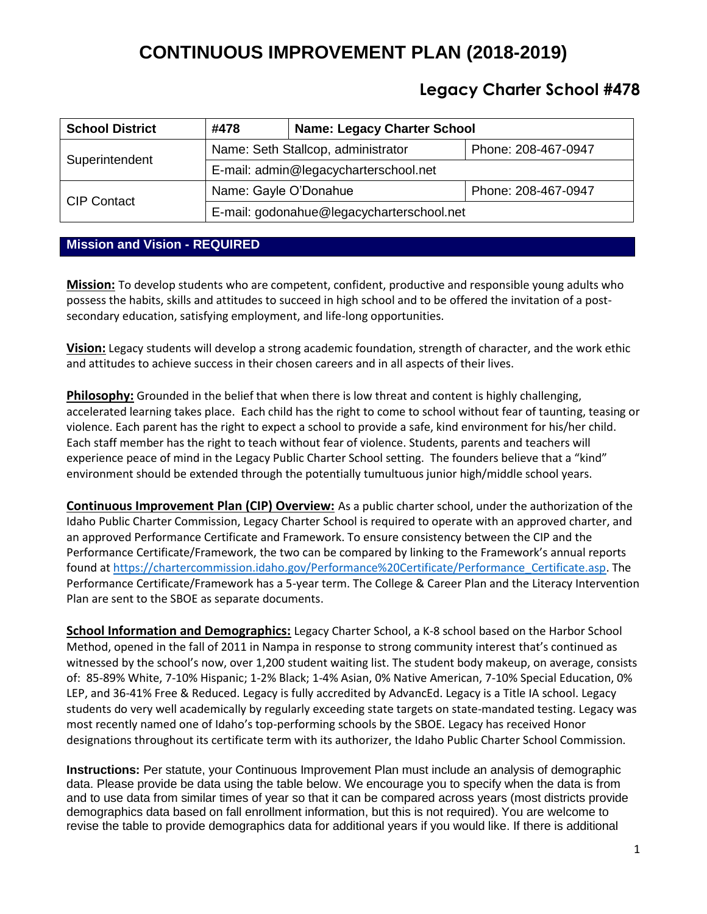# CONTINUOUS IMPROVEMENT PLAN (2018-2019)

## Legacy Charter School #478

| School District | #478 | Name: Legacy Charter School | |
|---|---|---|---|
| Superintendent | Name: Seth Stallcop, administrator | | Phone: 208-467-0947 |
| | E-mail: admin@legacycharterschool.net | | |
| CIP Contact | Name: Gayle O'Donahue | | Phone: 208-467-0947 |
| | E-mail: godonahue@legacycharterschool.net | | |

### Mission and Vision - REQUIRED

**Mission:** To develop students who are competent, confident, productive and responsible young adults who possess the habits, skills and attitudes to succeed in high school and to be offered the invitation of a post-secondary education, satisfying employment, and life-long opportunities.

**Vision:** Legacy students will develop a strong academic foundation, strength of character, and the work ethic and attitudes to achieve success in their chosen careers and in all aspects of their lives.

**Philosophy:** Grounded in the belief that when there is low threat and content is highly challenging, accelerated learning takes place. Each child has the right to come to school without fear of taunting, teasing or violence. Each parent has the right to expect a school to provide a safe, kind environment for his/her child. Each staff member has the right to teach without fear of violence. Students, parents and teachers will experience peace of mind in the Legacy Public Charter School setting. The founders believe that a "kind" environment should be extended through the potentially tumultuous junior high/middle school years.

**Continuous Improvement Plan (CIP) Overview:** As a public charter school, under the authorization of the Idaho Public Charter Commission, Legacy Charter School is required to operate with an approved charter, and an approved Performance Certificate and Framework. To ensure consistency between the CIP and the Performance Certificate/Framework, the two can be compared by linking to the Framework's annual reports found at https://chartercommission.idaho.gov/Performance%20Certificate/Performance_Certificate.asp. The Performance Certificate/Framework has a 5-year term. The College & Career Plan and the Literacy Intervention Plan are sent to the SBOE as separate documents.

**School Information and Demographics:** Legacy Charter School, a K-8 school based on the Harbor School Method, opened in the fall of 2011 in Nampa in response to strong community interest that's continued as witnessed by the school's now, over 1,200 student waiting list. The student body makeup, on average, consists of: 85-89% White, 7-10% Hispanic; 1-2% Black; 1-4% Asian, 0% Native American, 7-10% Special Education, 0% LEP, and 36-41% Free & Reduced. Legacy is fully accredited by AdvancEd. Legacy is a Title IA school. Legacy students do very well academically by regularly exceeding state targets on state-mandated testing. Legacy was most recently named one of Idaho's top-performing schools by the SBOE. Legacy has received Honor designations throughout its certificate term with its authorizer, the Idaho Public Charter School Commission.

**Instructions:** Per statute, your Continuous Improvement Plan must include an analysis of demographic data. Please provide be data using the table below. We encourage you to specify when the data is from and to use data from similar times of year so that it can be compared across years (most districts provide demographics data based on fall enrollment information, but this is not required). You are welcome to revise the table to provide demographics data for additional years if you would like. If there is additional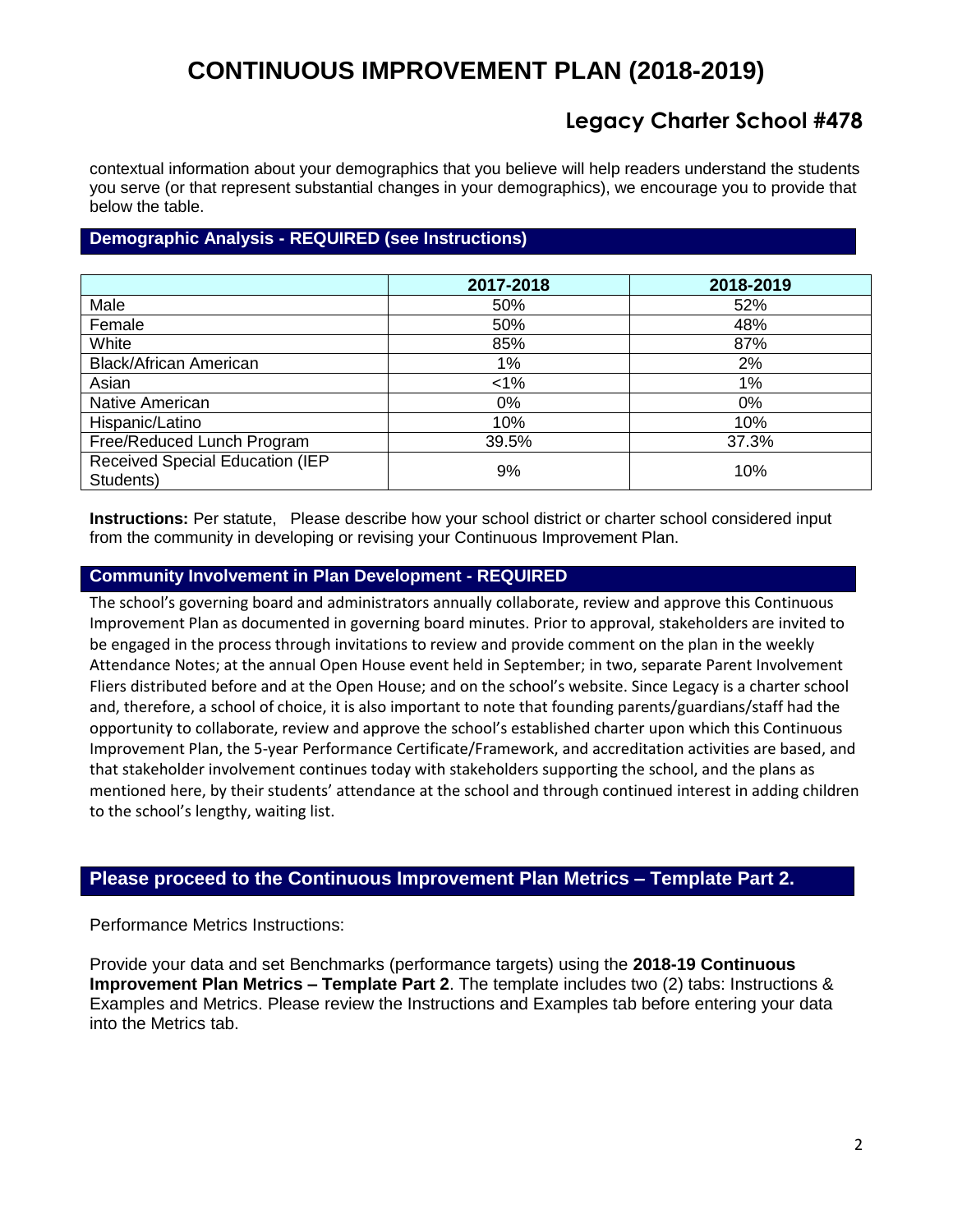# CONTINUOUS IMPROVEMENT PLAN (2018-2019)

## Legacy Charter School #478

contextual information about your demographics that you believe will help readers understand the students you serve (or that represent substantial changes in your demographics), we encourage you to provide that below the table.

### Demographic Analysis - REQUIRED (see Instructions)

| | 2017-2018 | 2018-2019 |
|---|---|---|
| Male | 50% | 52% |
| Female | 50% | 48% |
| White | 85% | 87% |
| Black/African American | 1% | 2% |
| Asian | <1% | 1% |
| Native American | 0% | 0% |
| Hispanic/Latino | 10% | 10% |
| Free/Reduced Lunch Program | 39.5% | 37.3% |
| Received Special Education (IEP Students) | 9% | 10% |

**Instructions:** Per statute, Please describe how your school district or charter school considered input from the community in developing or revising your Continuous Improvement Plan.

### Community Involvement in Plan Development - REQUIRED

The school's governing board and administrators annually collaborate, review and approve this Continuous Improvement Plan as documented in governing board minutes. Prior to approval, stakeholders are invited to be engaged in the process through invitations to review and provide comment on the plan in the weekly Attendance Notes; at the annual Open House event held in September; in two, separate Parent Involvement Fliers distributed before and at the Open House; and on the school's website. Since Legacy is a charter school and, therefore, a school of choice, it is also important to note that founding parents/guardians/staff had the opportunity to collaborate, review and approve the school's established charter upon which this Continuous Improvement Plan, the 5-year Performance Certificate/Framework, and accreditation activities are based, and that stakeholder involvement continues today with stakeholders supporting the school, and the plans as mentioned here, by their students' attendance at the school and through continued interest in adding children to the school's lengthy, waiting list.

### Please proceed to the Continuous Improvement Plan Metrics – Template Part 2.

Performance Metrics Instructions:

Provide your data and set Benchmarks (performance targets) using the **2018-19 Continuous Improvement Plan Metrics – Template Part 2**. The template includes two (2) tabs: Instructions & Examples and Metrics. Please review the Instructions and Examples tab before entering your data into the Metrics tab.